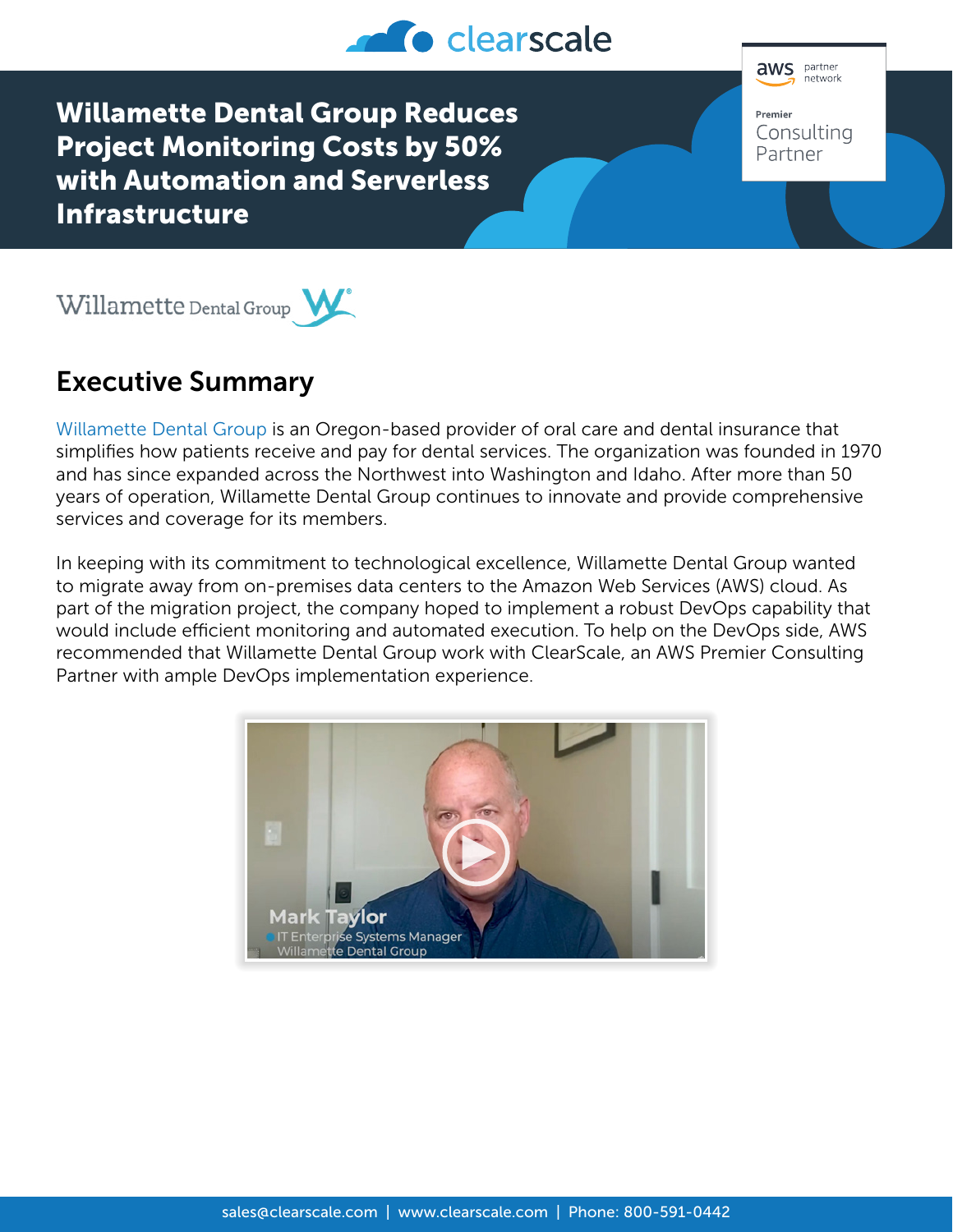# Willamette Dental Group Reduces Project Monitoring Costs by 50% with Automation and Serverless Infrastructure

## Executive Summary

Willamette Dental Group is an Oregon-based provider of oral care and dental insurance that simplifies how patients receive and pay for dental services. The organization was founded in 1970 and has since expanded across the Northwest into Washington and Idaho. After more than 50 years of operation, Willamette Dental Group continues to innovate and provide comprehensive services and coverage for its members.

In keeping with its commitment to technological excellence, Willamette Dental Group wanted to migrate away from on-premises data centers to the Amazon Web Services (AWS) cloud. As part of the migration project, the company hoped to implement a robust DevOps capability that would include efficient monitoring and automated execution. To help on the DevOps side, AWS recommended that Willamette Dental Group work with ClearScale, an AWS Premier Consulting Partner with ample DevOps implementation experience.

Mark Taylor
IT Enterprise Systems Manager
Willamette Dental Group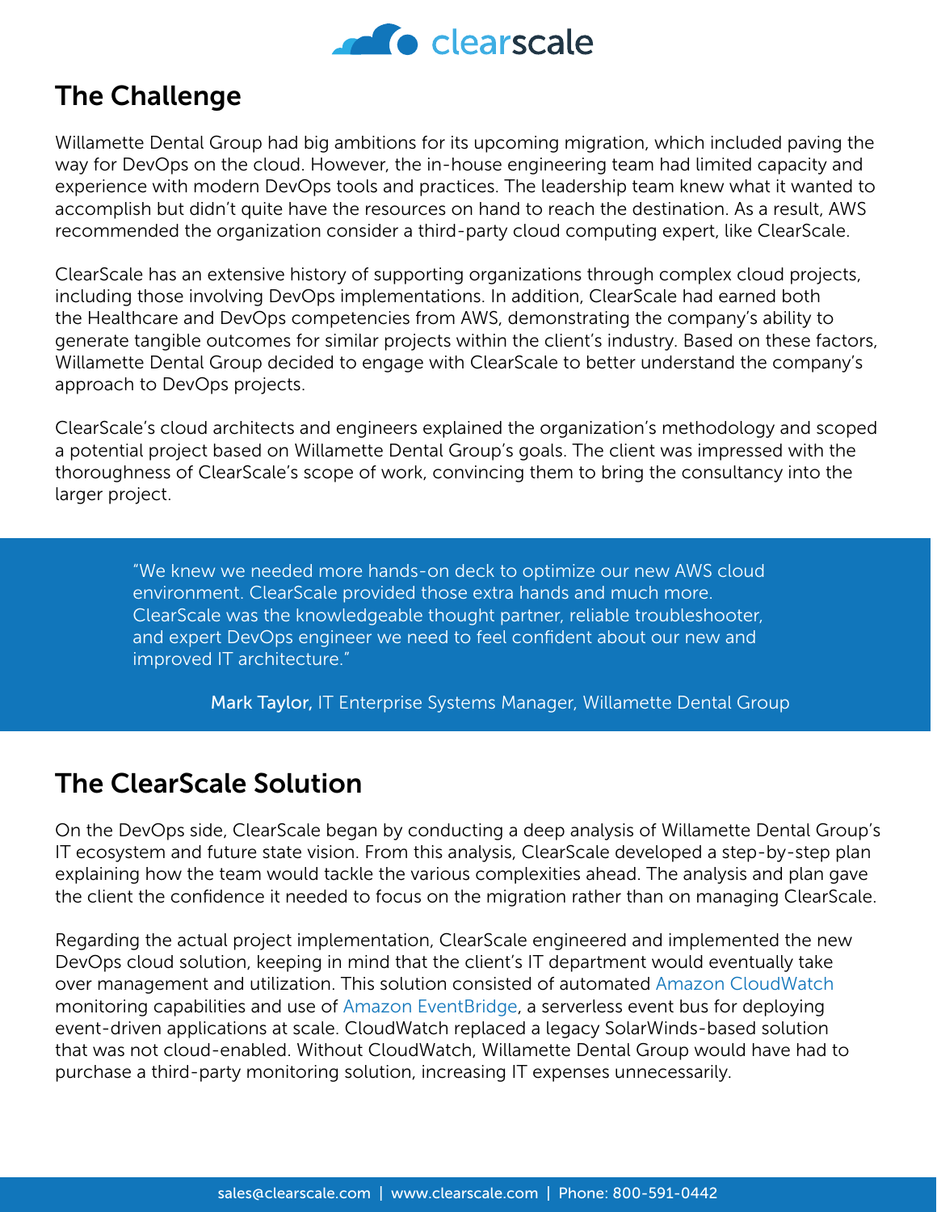## The Challenge

Willamette Dental Group had big ambitions for its upcoming migration, which included paving the way for DevOps on the cloud. However, the in-house engineering team had limited capacity and experience with modern DevOps tools and practices. The leadership team knew what it wanted to accomplish but didn't quite have the resources on hand to reach the destination. As a result, AWS recommended the organization consider a third-party cloud computing expert, like ClearScale.

ClearScale has an extensive history of supporting organizations through complex cloud projects, including those involving DevOps implementations. In addition, ClearScale had earned both the Healthcare and DevOps competencies from AWS, demonstrating the company's ability to generate tangible outcomes for similar projects within the client's industry. Based on these factors, Willamette Dental Group decided to engage with ClearScale to better understand the company's approach to DevOps projects.

ClearScale's cloud architects and engineers explained the organization's methodology and scoped a potential project based on Willamette Dental Group's goals. The client was impressed with the thoroughness of ClearScale's scope of work, convincing them to bring the consultancy into the larger project.

> "We knew we needed more hands-on deck to optimize our new AWS cloud environment. ClearScale provided those extra hands and much more. ClearScale was the knowledgeable thought partner, reliable troubleshooter, and expert DevOps engineer we need to feel confident about our new and improved IT architecture."
>
> **Mark Taylor,** IT Enterprise Systems Manager, Willamette Dental Group

## The ClearScale Solution

On the DevOps side, ClearScale began by conducting a deep analysis of Willamette Dental Group's IT ecosystem and future state vision. From this analysis, ClearScale developed a step-by-step plan explaining how the team would tackle the various complexities ahead. The analysis and plan gave the client the confidence it needed to focus on the migration rather than on managing ClearScale.

Regarding the actual project implementation, ClearScale engineered and implemented the new DevOps cloud solution, keeping in mind that the client's IT department would eventually take over management and utilization. This solution consisted of automated Amazon CloudWatch monitoring capabilities and use of Amazon EventBridge, a serverless event bus for deploying event-driven applications at scale. CloudWatch replaced a legacy SolarWinds-based solution that was not cloud-enabled. Without CloudWatch, Willamette Dental Group would have had to purchase a third-party monitoring solution, increasing IT expenses unnecessarily.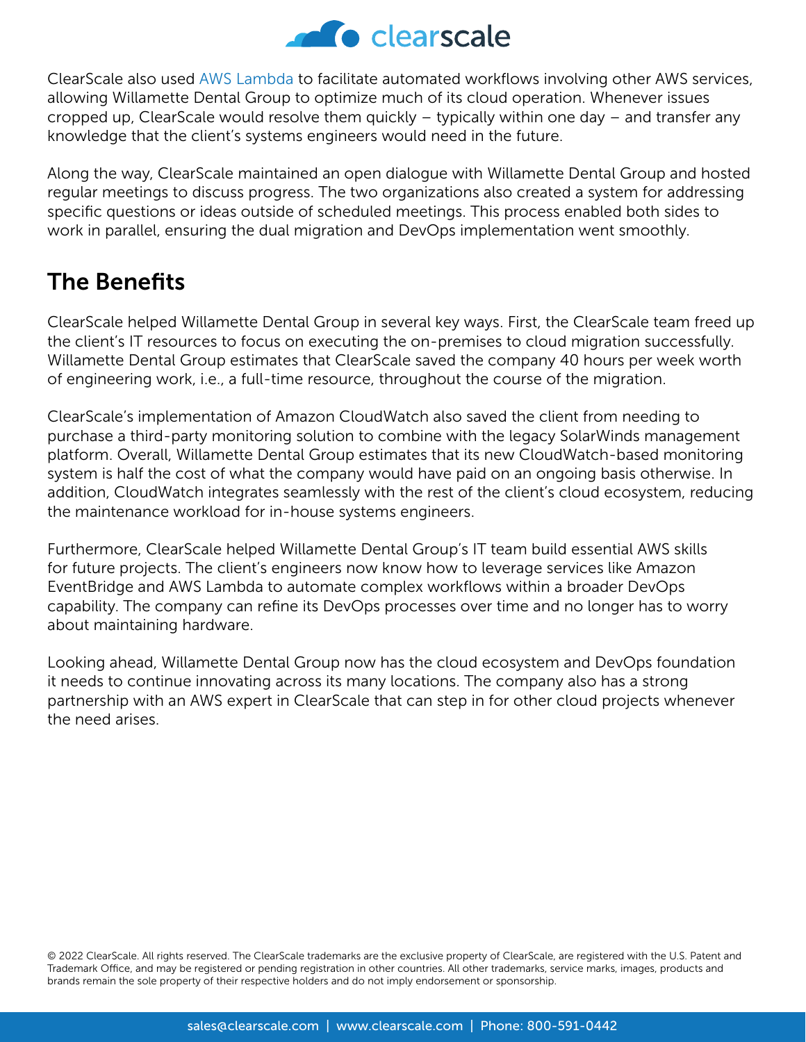ClearScale also used AWS Lambda to facilitate automated workflows involving other AWS services, allowing Willamette Dental Group to optimize much of its cloud operation. Whenever issues cropped up, ClearScale would resolve them quickly – typically within one day – and transfer any knowledge that the client's systems engineers would need in the future.

Along the way, ClearScale maintained an open dialogue with Willamette Dental Group and hosted regular meetings to discuss progress. The two organizations also created a system for addressing specific questions or ideas outside of scheduled meetings. This process enabled both sides to work in parallel, ensuring the dual migration and DevOps implementation went smoothly.

## The Benefits

ClearScale helped Willamette Dental Group in several key ways. First, the ClearScale team freed up the client's IT resources to focus on executing the on-premises to cloud migration successfully. Willamette Dental Group estimates that ClearScale saved the company 40 hours per week worth of engineering work, i.e., a full-time resource, throughout the course of the migration.

ClearScale's implementation of Amazon CloudWatch also saved the client from needing to purchase a third-party monitoring solution to combine with the legacy SolarWinds management platform. Overall, Willamette Dental Group estimates that its new CloudWatch-based monitoring system is half the cost of what the company would have paid on an ongoing basis otherwise. In addition, CloudWatch integrates seamlessly with the rest of the client's cloud ecosystem, reducing the maintenance workload for in-house systems engineers.

Furthermore, ClearScale helped Willamette Dental Group's IT team build essential AWS skills for future projects. The client's engineers now know how to leverage services like Amazon EventBridge and AWS Lambda to automate complex workflows within a broader DevOps capability. The company can refine its DevOps processes over time and no longer has to worry about maintaining hardware.

Looking ahead, Willamette Dental Group now has the cloud ecosystem and DevOps foundation it needs to continue innovating across its many locations. The company also has a strong partnership with an AWS expert in ClearScale that can step in for other cloud projects whenever the need arises.

© 2022 ClearScale. All rights reserved. The ClearScale trademarks are the exclusive property of ClearScale, are registered with the U.S. Patent and Trademark Office, and may be registered or pending registration in other countries. All other trademarks, service marks, images, products and brands remain the sole property of their respective holders and do not imply endorsement or sponsorship.

sales@clearscale.com | www.clearscale.com | Phone: 800-591-0442